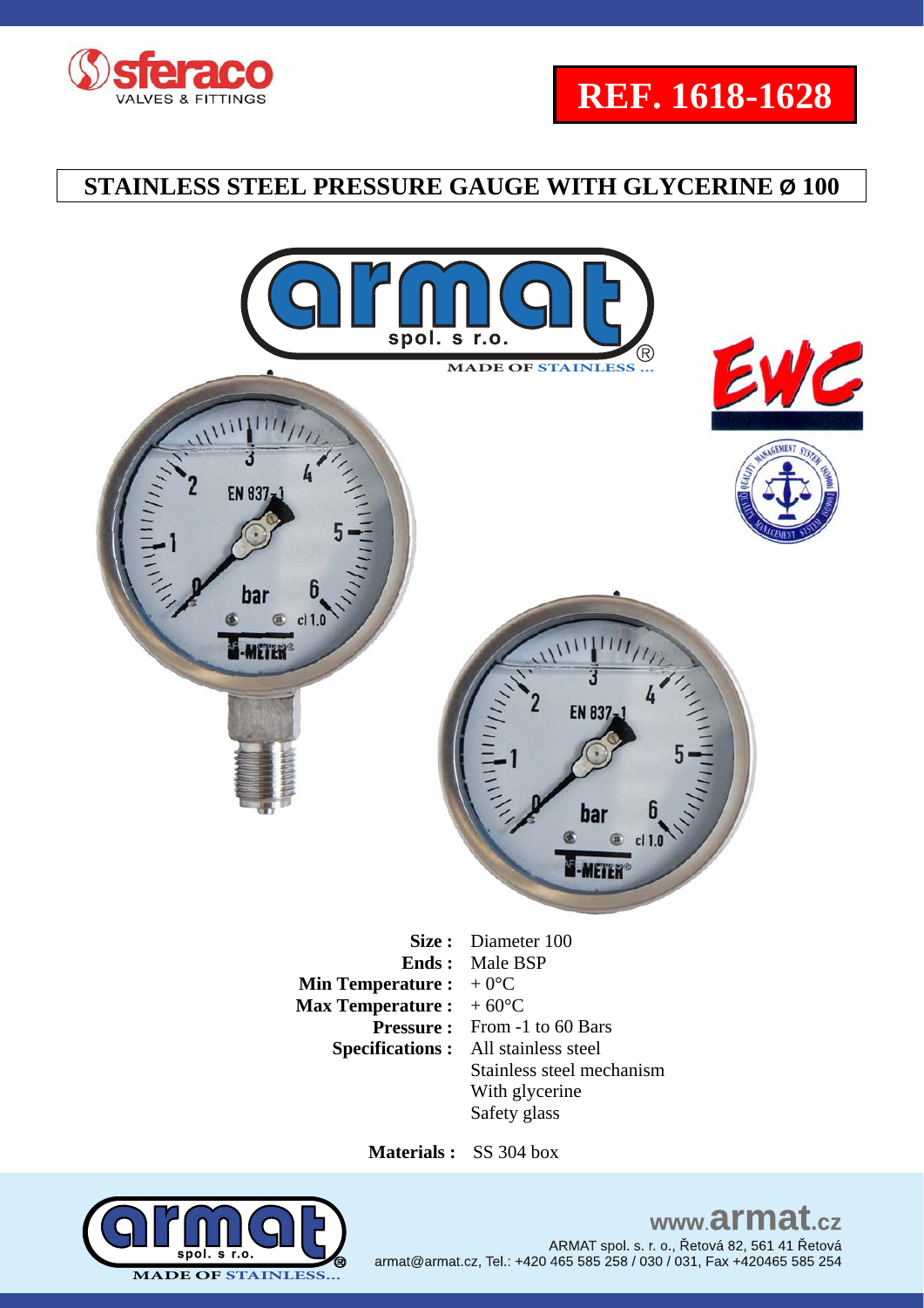**REF. 1618-1628**

# STAINLESS STEEL PRESSURE GAUGE WITH GLYCERINE Ø 100

| | |
|---|---|
| **Size :** | Diameter 100 |
| **Ends :** | Male BSP |
| **Min Temperature :** | + 0°C |
| **Max Temperature :** | + 60°C |
| **Pressure :** | From -1 to 60 Bars |
| **Specifications :** | All stainless steel<br>Stainless steel mechanism<br>With glycerine<br>Safety glass |

**Materials :** SS 304 box

www.armat.cz

ARMAT spol. s r. o., Řetová 82, 561 41 Řetová
armat@armat.cz, Tel.: +420 465 585 258 / 030 / 031, Fax +420465 585 254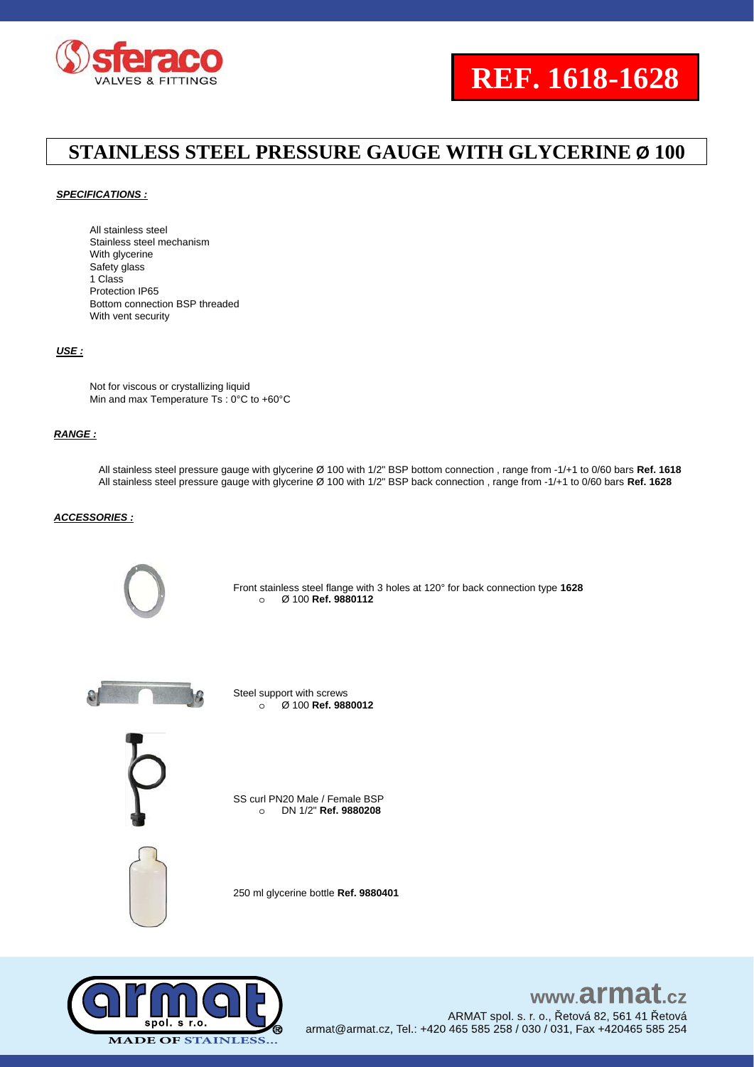# REF. 1618-1628

## STAINLESS STEEL PRESSURE GAUGE WITH GLYCERINE Ø 100

***SPECIFICATIONS :***

All stainless steel
Stainless steel mechanism
With glycerine
Safety glass
1 Class
Protection IP65
Bottom connection BSP threaded
With vent security

***USE :***

Not for viscous or crystallizing liquid
Min and max Temperature Ts : 0°C to +60°C

***RANGE :***

All stainless steel pressure gauge with glycerine Ø 100 with 1/2" BSP bottom connection , range from -1/+1 to 0/60 bars **Ref. 1618**
All stainless steel pressure gauge with glycerine Ø 100 with 1/2" BSP back connection , range from -1/+1 to 0/60 bars **Ref. 1628**

***ACCESSORIES :***

Front stainless steel flange with 3 holes at 120° for back connection type **1628**
- Ø 100 **Ref. 9880112**

Steel support with screws
- Ø 100 **Ref. 9880012**

SS curl PN20 Male / Female BSP
- DN 1/2" **Ref. 9880208**

250 ml glycerine bottle **Ref. 9880401**

www.armat.cz
ARMAT spol. s r. o., Řetová 82, 561 41 Řetová
armat@armat.cz, Tel.: +420 465 585 258 / 030 / 031, Fax +420465 585 254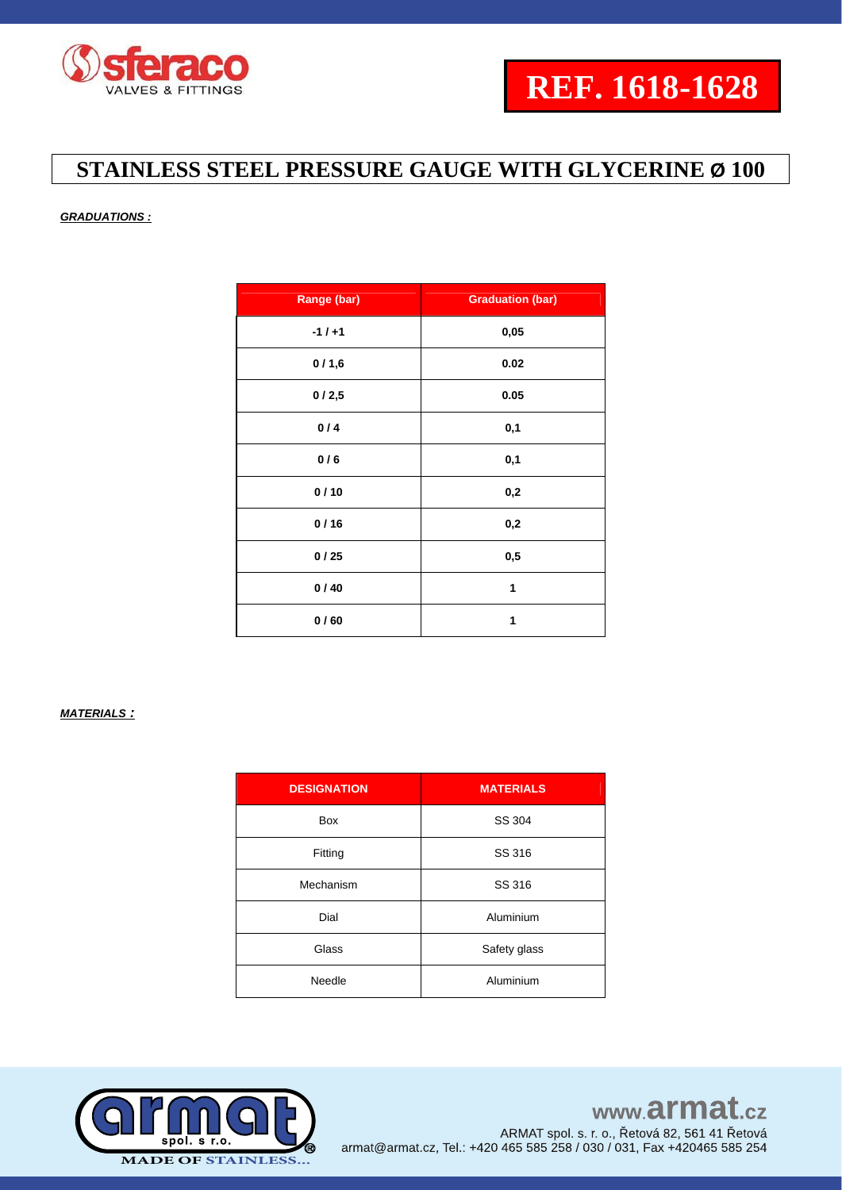# REF. 1618-1628

## STAINLESS STEEL PRESSURE GAUGE WITH GLYCERINE Ø 100

***GRADUATIONS :***

| Range (bar) | Graduation (bar) |
|---|---|
| -1 / +1 | 0,05 |
| 0 / 1,6 | 0.02 |
| 0 / 2,5 | 0.05 |
| 0 / 4 | 0,1 |
| 0 / 6 | 0,1 |
| 0 / 10 | 0,2 |
| 0 / 16 | 0,2 |
| 0 / 25 | 0,5 |
| 0 / 40 | 1 |
| 0 / 60 | 1 |

***MATERIALS :***

| DESIGNATION | MATERIALS |
|---|---|
| Box | SS 304 |
| Fitting | SS 316 |
| Mechanism | SS 316 |
| Dial | Aluminium |
| Glass | Safety glass |
| Needle | Aluminium |

www.armat.cz
ARMAT spol. s. r. o., Řetová 82, 561 41 Řetová
armat@armat.cz, Tel.: +420 465 585 258 / 030 / 031, Fax +420465 585 254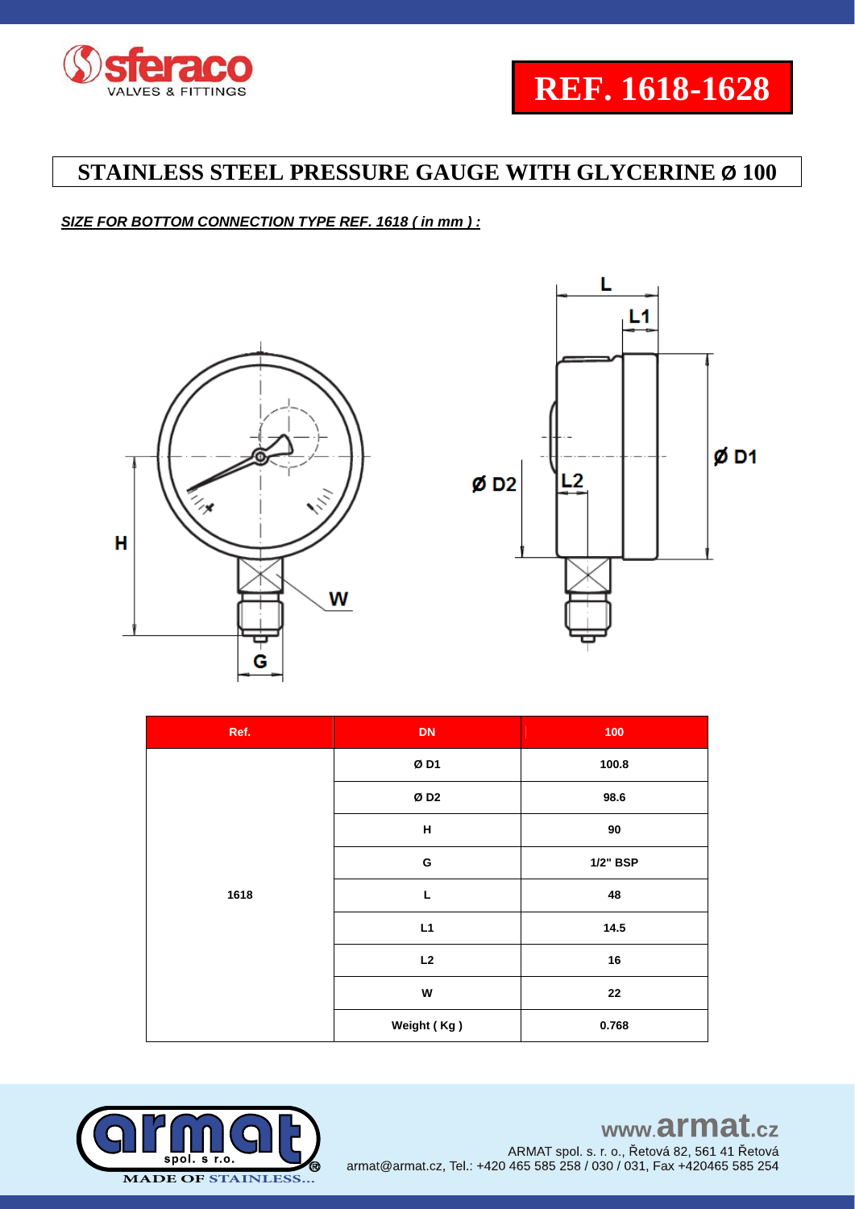# REF. 1618-1628

## STAINLESS STEEL PRESSURE GAUGE WITH GLYCERINE Ø 100

***SIZE FOR BOTTOM CONNECTION TYPE REF. 1618 ( in mm ) :***

| Ref. | DN | 100 |
|---|---|---|
| 1618 | Ø D1 | 100.8 |
| | Ø D2 | 98.6 |
| | H | 90 |
| | G | 1/2" BSP |
| | L | 48 |
| | L1 | 14.5 |
| | L2 | 16 |
| | W | 22 |
| | Weight ( Kg ) | 0.768 |

www.armat.cz

ARMAT spol. s. r. o., Řetová 82, 561 41 Řetová
armat@armat.cz, Tel.: +420 465 585 258 / 030 / 031, Fax +420465 585 254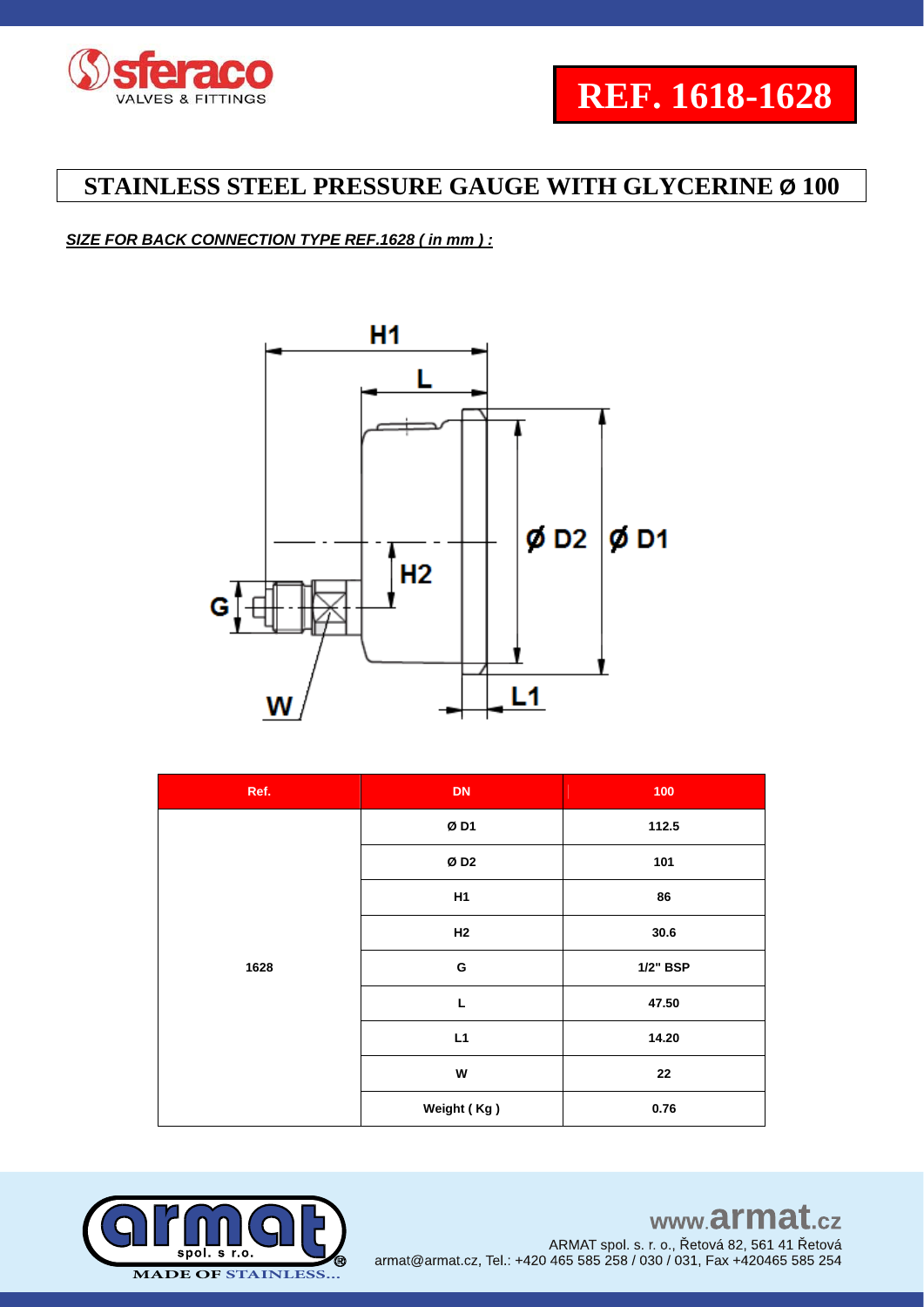# REF. 1618-1628

## STAINLESS STEEL PRESSURE GAUGE WITH GLYCERINE Ø 100

***SIZE FOR BACK CONNECTION TYPE REF.1628 ( in mm ) :***

| Ref. | DN | 100 |
|---|---|---|
| 1628 | Ø D1 | 112.5 |
| | Ø D2 | 101 |
| | H1 | 86 |
| | H2 | 30.6 |
| | G | 1/2" BSP |
| | L | 47.50 |
| | L1 | 14.20 |
| | W | 22 |
| | Weight ( Kg ) | 0.76 |

www.armat.cz
ARMAT spol. s r. o., Řetová 82, 561 41 Řetová
armat@armat.cz, Tel.: +420 465 585 258 / 030 / 031, Fax +420465 585 254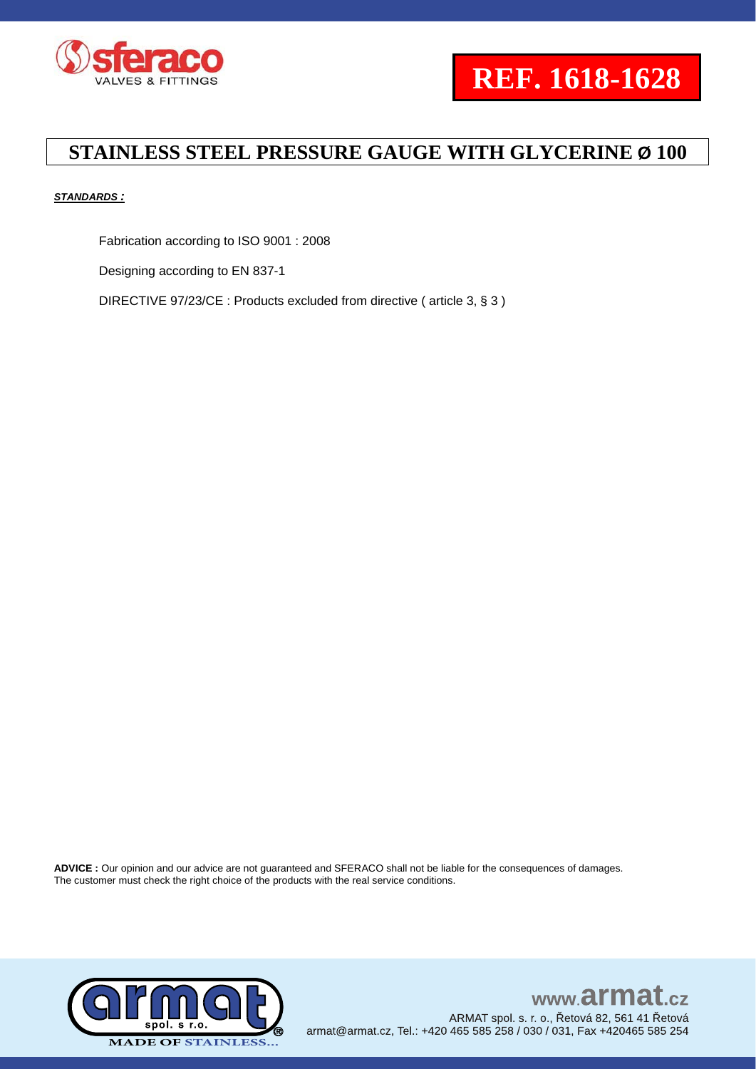# REF. 1618-1628

## STAINLESS STEEL PRESSURE GAUGE WITH GLYCERINE Ø 100

***STANDARDS :***

Fabrication according to ISO 9001 : 2008

Designing according to EN 837-1

DIRECTIVE 97/23/CE : Products excluded from directive ( article 3, § 3 )

**ADVICE :** Our opinion and our advice are not guaranteed and SFERACO shall not be liable for the consequences of damages. The customer must check the right choice of the products with the real service conditions.